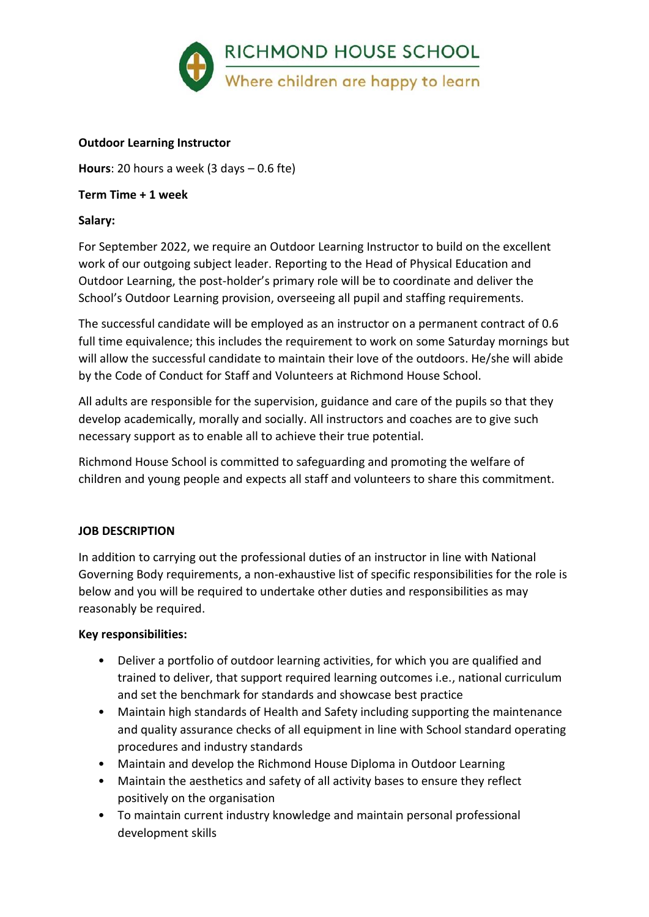RICHMOND HOUSE SCHOOL

Where children are happy to learn

**Outdoor Learning Instructor**

**Hours**: 20 hours a week (3 days – 0.6 fte)

**Term Time + 1 week**

**Salary:**

For September 2022, we require an Outdoor Learning Instructor to build on the excellent work of our outgoing subject leader. Reporting to the Head of Physical Education and Outdoor Learning, the post-holder's primary role will be to coordinate and deliver the School's Outdoor Learning provision, overseeing all pupil and staffing requirements.

The successful candidate will be employed as an instructor on a permanent contract of 0.6 full time equivalence; this includes the requirement to work on some Saturday mornings but will allow the successful candidate to maintain their love of the outdoors. He/she will abide by the Code of Conduct for Staff and Volunteers at Richmond House School.

All adults are responsible for the supervision, guidance and care of the pupils so that they develop academically, morally and socially. All instructors and coaches are to give such necessary support as to enable all to achieve their true potential.

Richmond House School is committed to safeguarding and promoting the welfare of children and young people and expects all staff and volunteers to share this commitment.

**JOB DESCRIPTION**

In addition to carrying out the professional duties of an instructor in line with National Governing Body requirements, a non-exhaustive list of specific responsibilities for the role is below and you will be required to undertake other duties and responsibilities as may reasonably be required.

**Key responsibilities:**

- Deliver a portfolio of outdoor learning activities, for which you are qualified and trained to deliver, that support required learning outcomes i.e., national curriculum and set the benchmark for standards and showcase best practice
- Maintain high standards of Health and Safety including supporting the maintenance and quality assurance checks of all equipment in line with School standard operating procedures and industry standards
- Maintain and develop the Richmond House Diploma in Outdoor Learning
- Maintain the aesthetics and safety of all activity bases to ensure they reflect positively on the organisation
- To maintain current industry knowledge and maintain personal professional development skills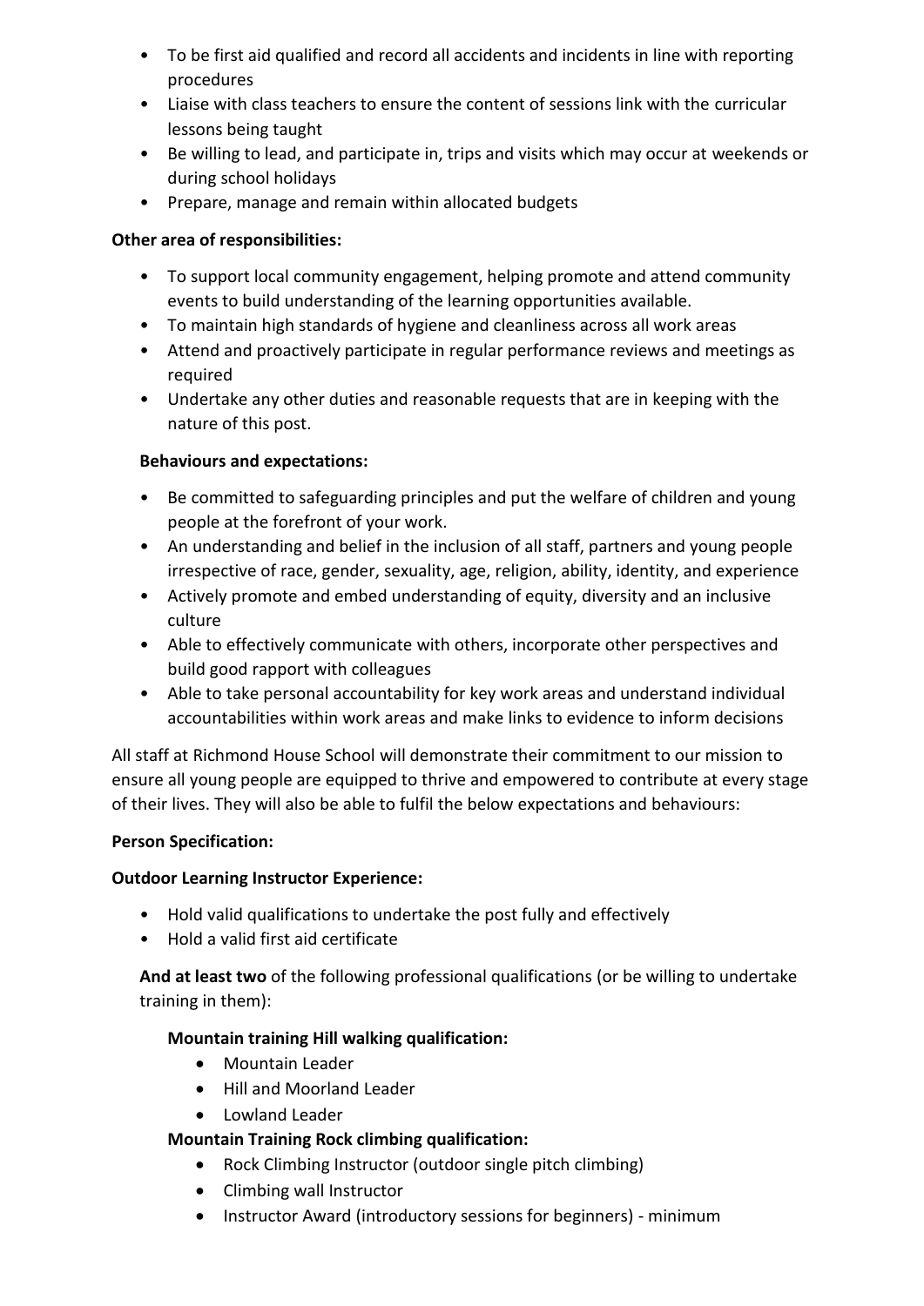- To be first aid qualified and record all accidents and incidents in line with reporting procedures
- Liaise with class teachers to ensure the content of sessions link with the curricular lessons being taught
- Be willing to lead, and participate in, trips and visits which may occur at weekends or during school holidays
- Prepare, manage and remain within allocated budgets

**Other area of responsibilities:**

- To support local community engagement, helping promote and attend community events to build understanding of the learning opportunities available.
- To maintain high standards of hygiene and cleanliness across all work areas
- Attend and proactively participate in regular performance reviews and meetings as required
- Undertake any other duties and reasonable requests that are in keeping with the nature of this post.

**Behaviours and expectations:**

- Be committed to safeguarding principles and put the welfare of children and young people at the forefront of your work.
- An understanding and belief in the inclusion of all staff, partners and young people irrespective of race, gender, sexuality, age, religion, ability, identity, and experience
- Actively promote and embed understanding of equity, diversity and an inclusive culture
- Able to effectively communicate with others, incorporate other perspectives and build good rapport with colleagues
- Able to take personal accountability for key work areas and understand individual accountabilities within work areas and make links to evidence to inform decisions

All staff at Richmond House School will demonstrate their commitment to our mission to ensure all young people are equipped to thrive and empowered to contribute at every stage of their lives. They will also be able to fulfil the below expectations and behaviours:

**Person Specification:**

**Outdoor Learning Instructor Experience:**

- Hold valid qualifications to undertake the post fully and effectively
- Hold a valid first aid certificate

**And at least two** of the following professional qualifications (or be willing to undertake training in them):

**Mountain training Hill walking qualification:**

- Mountain Leader
- Hill and Moorland Leader
- Lowland Leader

**Mountain Training Rock climbing qualification:**

- Rock Climbing Instructor (outdoor single pitch climbing)
- Climbing wall Instructor
- Instructor Award (introductory sessions for beginners) - minimum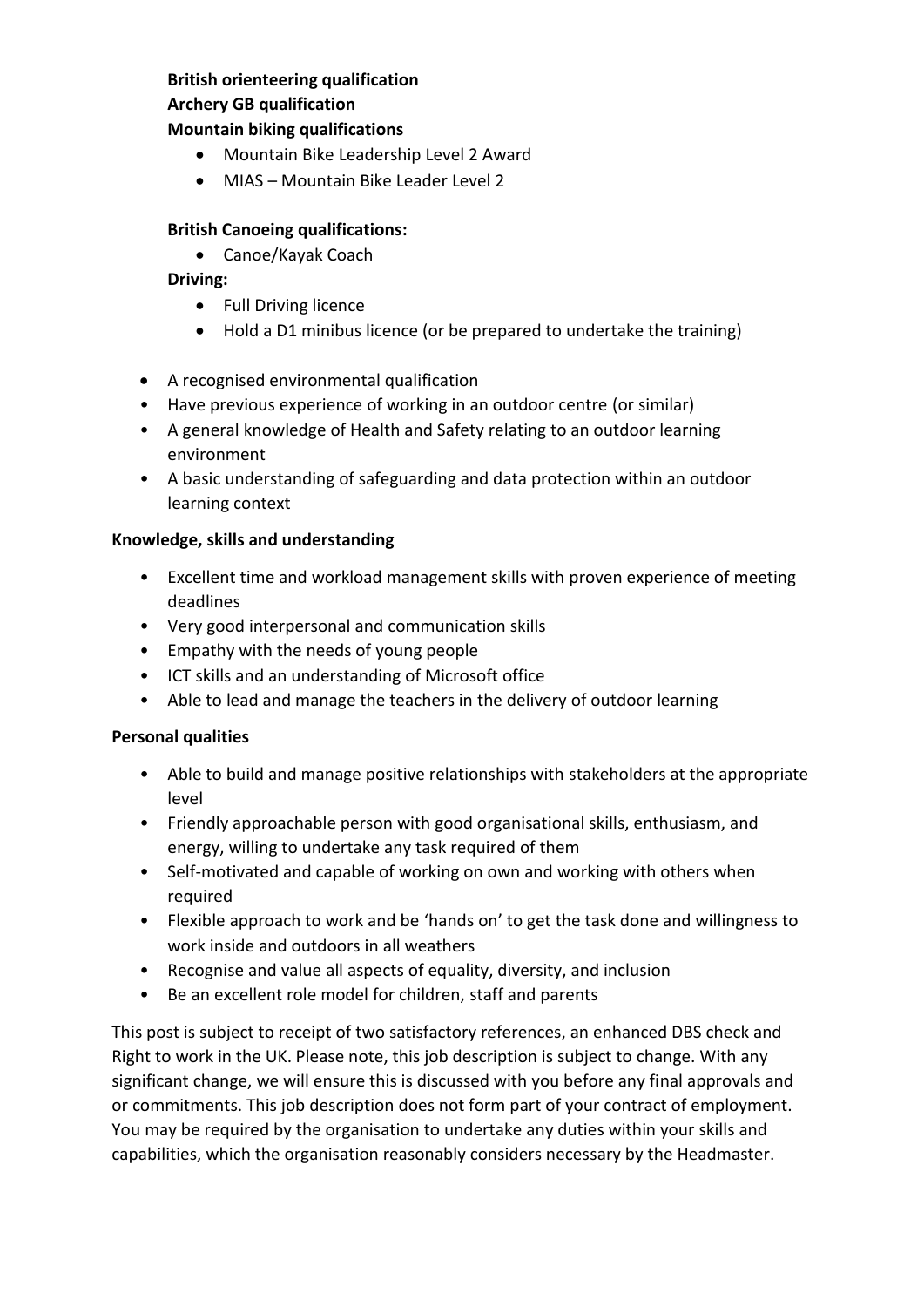**British orienteering qualification**
**Archery GB qualification**
**Mountain biking qualifications**

- Mountain Bike Leadership Level 2 Award
- MIAS – Mountain Bike Leader Level 2

**British Canoeing qualifications:**

- Canoe/Kayak Coach

**Driving:**

- Full Driving licence
- Hold a D1 minibus licence (or be prepared to undertake the training)

- A recognised environmental qualification
- Have previous experience of working in an outdoor centre (or similar)
- A general knowledge of Health and Safety relating to an outdoor learning environment
- A basic understanding of safeguarding and data protection within an outdoor learning context

**Knowledge, skills and understanding**

- Excellent time and workload management skills with proven experience of meeting deadlines
- Very good interpersonal and communication skills
- Empathy with the needs of young people
- ICT skills and an understanding of Microsoft office
- Able to lead and manage the teachers in the delivery of outdoor learning

**Personal qualities**

- Able to build and manage positive relationships with stakeholders at the appropriate level
- Friendly approachable person with good organisational skills, enthusiasm, and energy, willing to undertake any task required of them
- Self-motivated and capable of working on own and working with others when required
- Flexible approach to work and be 'hands on' to get the task done and willingness to work inside and outdoors in all weathers
- Recognise and value all aspects of equality, diversity, and inclusion
- Be an excellent role model for children, staff and parents

This post is subject to receipt of two satisfactory references, an enhanced DBS check and Right to work in the UK. Please note, this job description is subject to change. With any significant change, we will ensure this is discussed with you before any final approvals and or commitments. This job description does not form part of your contract of employment. You may be required by the organisation to undertake any duties within your skills and capabilities, which the organisation reasonably considers necessary by the Headmaster.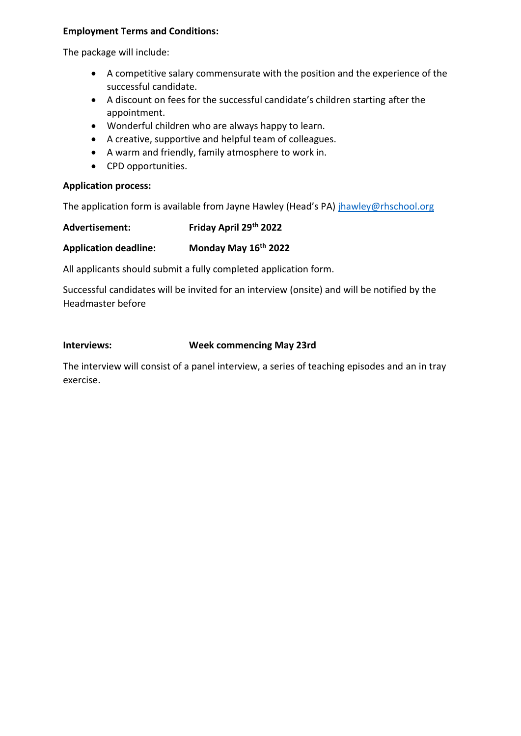**Employment Terms and Conditions:**

The package will include:

- A competitive salary commensurate with the position and the experience of the successful candidate.
- A discount on fees for the successful candidate's children starting after the appointment.
- Wonderful children who are always happy to learn.
- A creative, supportive and helpful team of colleagues.
- A warm and friendly, family atmosphere to work in.
- CPD opportunities.

**Application process:**

The application form is available from Jayne Hawley (Head's PA) jhawley@rhschool.org

**Advertisement:** **Friday April 29th 2022**

**Application deadline:** **Monday May 16th 2022**

All applicants should submit a fully completed application form.

Successful candidates will be invited for an interview (onsite) and will be notified by the Headmaster before

**Interviews:** **Week commencing May 23rd**

The interview will consist of a panel interview, a series of teaching episodes and an in tray exercise.